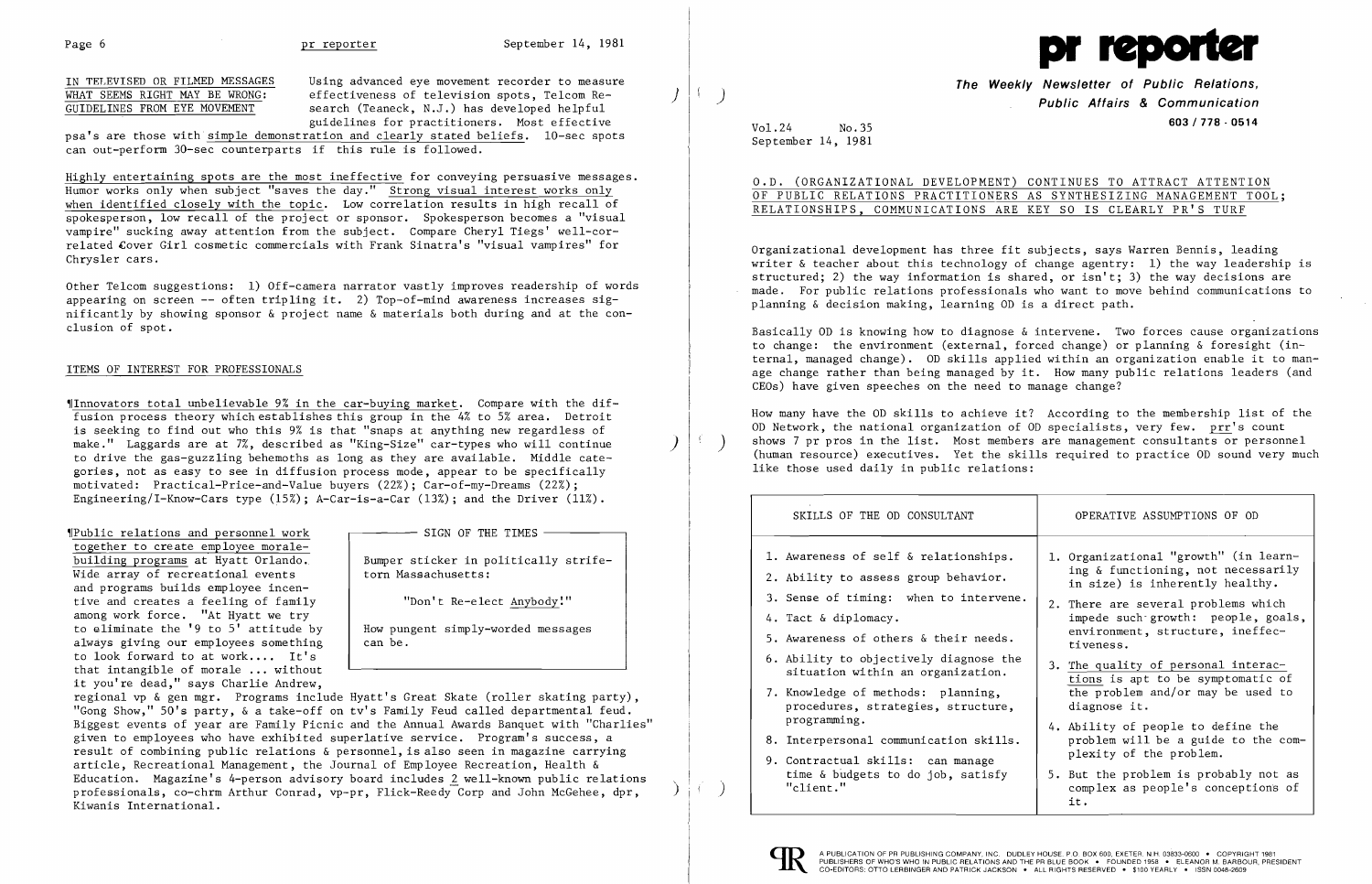IN TELEVISED OR FILMED MESSAGES WHAT SEEMS RIGHT MAY BE WRONG: GUIDELINES FROM EYE MOVEMENT

Using advanced eye movement recorder to measure effectiveness of television spots, Telcom Research (Teaneck, N.J.) has developed helpful guidelines for practitioners. Most effective psa's are those with simple demonstration and clearly stated beliefs. 10-sec spots can out-perform 30-sec counterparts if this rule is followed.

Highly entertaining spots are the most ineffective for conveying persuasive messages. Humor works only when subject "saves the day." Strong visual interest works only when identified closely with the topic. Low correlation results in high recall of spokesperson, low recall of the project or sponsor. Spokesperson becomes a "visual vampire" sucking away attention from the subject. Compare Cheryl Tiegs' well-correlated Cover Girl cosmetic commercials with Frank Sinatra's "visual vampires" for Chrysler cars.

Other Telcom suggestions: 1) Off-camera narrator vastly improves readership of words appearing on screen -- often tripling it. 2) Top-of-mind awareness increases significantly by showing sponsor & project name & materials both during and at the conclusion of spot.

## ITEMS OF INTEREST FOR PROFESSIONALS

¶Innovators total unbelievable 9% in the car-buying market. Compare with the diffusion process theory which establishes this group in the 4% to 5% area. Detroit is seeking to find out who this 9% is that "snaps at anything new regardless of make." Laggards are at 7%, described as "King-Size" car-types who will continue to drive the gas-guzzling behemoths as long as they are available. Middle categories, not as easy to see in diffusion process mode, appear to be specifically motivated: Practical-Price-and-Value buyers (22%); Car-of-my-Dreams (22%); Engineering/I-Know-Cars type (15%); A-Car-is-a-Car (13%); and the Driver (11%).

¶Public relations and personnel work together to create employee morale-building programs at Hyatt Orlando. Wide array of recreational events and programs builds employee incentive and creates a feeling of family among work force. "At Hyatt we try to eliminate the '9 to 5' attitude by always giving our employees something to look forward to at work.... It's that intangible of morale ... without it you're dead," says Charlie Andrew, regional vp & gen mgr. Programs include Hyatt's Great Skate (roller skating party), "Gong Show," 50's party, & a take-off on tv's Family Feud called departmental feud. Biggest events of year are Family Picnic and the Annual Awards Banquet with "Charlies" given to employees who have exhibited superlative service. Program's success, a result of combining public relations & personnel, is also seen in magazine carrying article, Recreational Management, the Journal of Employee Recreation, Health & Education. Magazine's 4-person advisory board includes 2 well-known public relations professionals, co-chrm Arthur Conrad, vp-pr, Flick-Reedy Corp and John McGehee, dpr, Kiwanis International.

> **SIGN OF THE TIMES**
>
> Bumper sticker in politically strife-torn Massachusetts:
>
> "Don't Re-elect Anybody!"
>
> How pungent simply-worded messages can be.

# pr reporter

**The Weekly Newsletter of Public Relations, Public Affairs & Communication**

603 / 778 - 0514

Vol.24 No.35
September 14, 1981

## O.D. (ORGANIZATIONAL DEVELOPMENT) CONTINUES TO ATTRACT ATTENTION OF PUBLIC RELATIONS PRACTITIONERS AS SYNTHESIZING MANAGEMENT TOOL; RELATIONSHIPS, COMMUNICATIONS ARE KEY SO IS CLEARLY PR'S TURF

Organizational development has three fit subjects, says Warren Bennis, leading writer & teacher about this technology of change agentry: 1) the way leadership is structured; 2) the way information is shared, or isn't; 3) the way decisions are made. For public relations professionals who want to move behind communications to planning & decision making, learning OD is a direct path.

Basically OD is knowing how to diagnose & intervene. Two forces cause organizations to change: the environment (external, forced change) or planning & foresight (internal, managed change). OD skills applied within an organization enable it to manage change rather than being managed by it. How many public relations leaders (and CEOs) have given speeches on the need to manage change?

How many have the OD skills to achieve it? According to the membership list of the OD Network, the national organization of OD specialists, very few. prr's count shows 7 pr pros in the list. Most members are management consultants or personnel (human resource) executives. Yet the skills required to practice OD sound very much like those used daily in public relations:

| SKILLS OF THE OD CONSULTANT | OPERATIVE ASSUMPTIONS OF OD |
|---|---|
| 1. Awareness of self & relationships.<br>2. Ability to assess group behavior.<br>3. Sense of timing: when to intervene.<br>4. Tact & diplomacy.<br>5. Awareness of others & their needs.<br>6. Ability to objectively diagnose the situation within an organization.<br>7. Knowledge of methods: planning, procedures, strategies, structure, programming.<br>8. Interpersonal communication skills.<br>9. Contractual skills: can manage time & budgets to do job, satisfy "client." | 1. Organizational "growth" (in learning & functioning, not necessarily in size) is inherently healthy.<br>2. There are several problems which impede such growth: people, goals, environment, structure, ineffectiveness.<br>3. The quality of personal interactions is apt to be symptomatic of the problem and/or may be used to diagnose it.<br>4. Ability of people to define the problem will be a guide to the complexity of the problem.<br>5. But the problem is probably not as complex as people's conceptions of it. |

A PUBLICATION OF PR PUBLISHING COMPANY, INC. DUDLEY HOUSE, P.O. BOX 600, EXETER, N.H. 03833-0600 • COPYRIGHT 1981 PUBLISHERS OF WHO'S WHO IN PUBLIC RELATIONS AND THE PR BLUE BOOK • FOUNDED 1958 • ELEANOR M. BARBOUR, PRESIDENT CO-EDITORS: OTTO LERBINGER AND PATRICK JACKSON • ALL RIGHTS RESERVED • $100 YEARLY • ISSN 0048-2609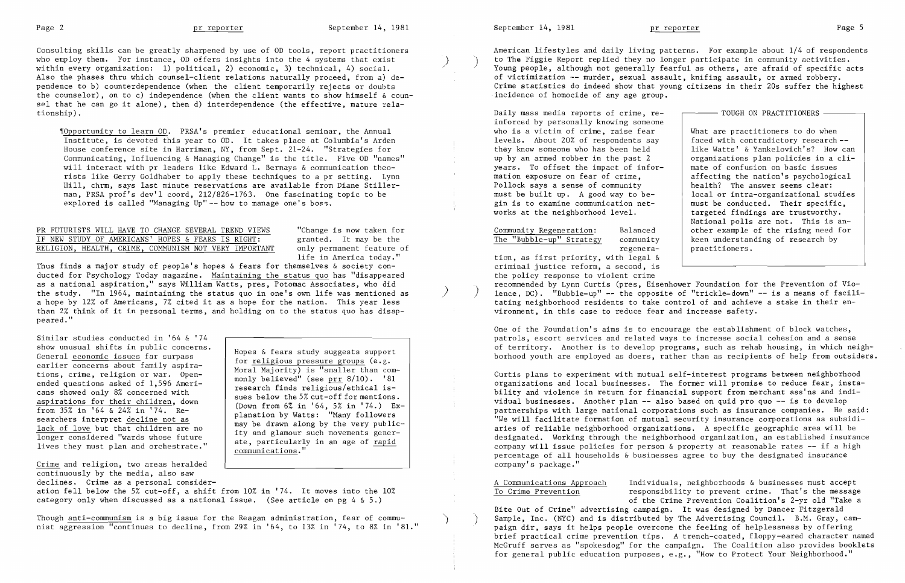Consulting skills can be greatly sharpened by use of OD tools, report practitioners who employ them. For instance, OD offers insights into the 4 systems that exist within every organization: 1) political, 2) economic, 3) technical, 4) social. Also the phases thru which counsel-client relations naturally proceed, from a) dependence to b) counterdependence (when the client temporarily rejects or doubts the counselor), on to c) independence (when the client wants to show himself & counsel that he can go it alone), then d) interdependence (the effective, mature relationship).

¶Opportunity to learn OD. PRSA's premier educational seminar, the Annual Institute, is devoted this year to OD. It takes place at Columbia's Arden House conference site in Harriman, NY, from Sept. 21-24. "Strategies for Communicating, Influencing & Managing Change" is the title. Five OD "names" will interact with pr leaders like Edward L. Bernays & communication theorists like Gerry Goldhaber to apply these techniques to a pr setting. Lynn Hill, chrm, says last minute reservations are available from Diane Stillerman, PRSA prof's dev'l coord, 212/826-1763. One fascinating topic to be explored is called "Managing Up" -- how to manage one's boss.

## PR FUTURISTS WILL HAVE TO CHANGE SEVERAL TREND VIEWS IF NEW STUDY OF AMERICANS' HOPES & FEARS IS RIGHT: RELIGION, HEALTH, CRIME, COMMUNISM NOT VERY IMPORTANT

"Change is now taken for granted. It may be the only permanent feature of life in America today." Thus finds a major study of people's hopes & fears for themselves & society conducted for Psychology Today magazine. Maintaining the status quo has "disappeared as a national aspiration," says William Watts, pres, Potomac Associates, who did the study. "In 1964, maintaining the status quo in one's own life was mentioned as a hope by 12% of Americans, 7% cited it as a hope for the nation. This year less than 2% think of it in personal terms, and holding on to the status quo has disappeared."

Similar studies conducted in '64 & '74 show unusual shifts in public concerns. General economic issues far surpass earlier concerns about family aspirations, crime, religion or war. Open-ended questions asked of 1,596 Americans showed only 8% concerned with aspirations for their children, down from 35% in '64 & 24% in '74. Researchers interpret decline not as lack of love but that children are no longer considered "wards whose future lives they must plan and orchestrate."

> Hopes & fears study suggests support for religious pressure groups (e.g. Moral Majority) is "smaller than commonly believed" (see prr 8/10). '81 research finds religious/ethical issues below the 5% cut-off for mentions. (Down from 6% in '64, 5% in '74.) Explanation by Watts: "Many followers may be drawn along by the very publicity and glamour such movements generate, particularly in an age of rapid communications."

Crime and religion, two areas heralded continuously by the media, also saw declines. Crime as a personal consideration fell below the 5% cut-off, a shift from 10% in '74. It moves into the 10% category only when discussed as a national issue. (See article on pg 4 & 5.)

Though anti-communism is a big issue for the Reagan administration, fear of communist aggression "continues to decline, from 29% in '64, to 13% in '74, to 8% in '81."

American lifestyles and daily living patterns. For example about 1/4 of respondents to The Figgie Report replied they no longer participate in community activities. Young people, although not generally fearful as others, are afraid of specific acts of victimization -- murder, sexual assault, knifing assault, or armed robbery. Crime statistics do indeed show that young citizens in their 20s suffer the highest incidence of homicide of any age group.

Daily mass media reports of crime, reinforced by personally knowing someone who is a victim of crime, raise fear levels. About 20% of respondents say they know someone who has been held up by an armed robber in the past 2 years. To offset the impact of information exposure on fear of crime, Pollock says a sense of community must be built up. A good way to begin is to examine communication networks at the neighborhood level.

> **TOUGH ON PRACTITIONERS**
>
> What are practitioners to do when faced with contradictory research -- like Watts' & Yankelovich's? How can organizations plan policies in a climate of confusion on basic issues affecting the nation's psychological health? The answer seems clear: local or intra-organizational studies must be conducted. Their specific, targeted findings are trustworthy. National polls are not. This is another example of the rising need for keen understanding of research by practitioners.

Community Regeneration: The "Bubble-up" Strategy — Balanced community regeneration, as first priority, with legal & criminal justice reform, a second, is the policy response to violent crime recommended by Lynn Curtis (pres, Eisenhower Foundation for the Prevention of Violence, DC). "Bubble-up" -- the opposite of "trickle-down" -- is a means of facilitating neighborhood residents to take control of and achieve a stake in their environment, in this case to reduce fear and increase safety.

One of the Foundation's aims is to encourage the establishment of block watches, patrols, escort services and related ways to increase social cohesion and a sense of territory. Another is to develop programs, such as rehab housing, in which neighborhood youth are employed as doers, rather than as recipients of help from outsiders.

Curtis plans to experiment with mutual self-interest programs between neighborhood organizations and local businesses. The former will promise to reduce fear, instability and violence in return for financial support from merchant ass'ns and individual businesses. Another plan -- also based on quid pro quo -- is to develop partnerships with large national corporations such as insurance companies. He said: "We will facilitate formation of mutual security insurance corporations as subsidiaries of reliable neighborhood organizations. A specific geographic area will be designated. Working through the neighborhood organization, an established insurance company will issue policies for person & property at reasonable rates -- if a high percentage of all households & businesses agree to buy the designated insurance company's package."

A Communications Approach To Crime Prevention — Individuals, neighborhoods & businesses must accept responsibility to prevent crime. That's the message of the Crime Prevention Coalition's 2-yr old "Take a Bite Out of Crime" advertising campaign. It was designed by Dancer Fitzgerald Sample, Inc. (NYC) and is distributed by The Advertising Council. B.M. Gray, campaign dir, says it helps people overcome the feeling of helplessness by offering brief practical crime prevention tips. A trench-coated, floppy-eared character named McGruff serves as "spokesdog" for the campaign. The Coalition also provides booklets for general public education purposes, e.g., "How to Protect Your Neighborhood."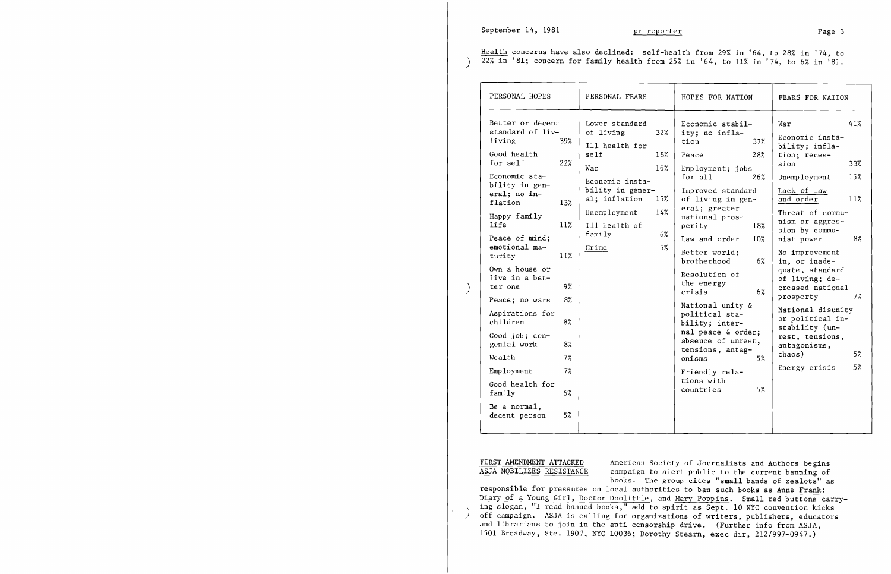Health concerns have also declined: self-health from 29% in '64, to 28% in '74, to 22% in '81; concern for family health from 25% in '64, to 11% in '74, to 6% in '81.

| PERSONAL HOPES | | PERSONAL FEARS | | HOPES FOR NATION | | FEARS FOR NATION | |
|---|---|---|---|---|---|---|---|
| Better or decent standard of living | 39% | Lower standard of living | 32% | Economic stability; no inflation | 37% | War | 41% |
| Good health for self | 22% | Ill health for self | 18% | Peace | 28% | Economic instability; inflation; recession | 33% |
| Economic stability in general; no inflation | 13% | War | 16% | Employment; jobs for all | 26% | Unemployment | 15% |
| Happy family life | 11% | Economic instability in general; inflation | 15% | Improved standard of living in general; greater national prosperity | 18% | Lack of law and order | 11% |
| Peace of mind; emotional maturity | 11% | Unemployment | 14% | Law and order | 10% | Threat of communism or aggression by communist power | 8% |
| Own a house or live in a better one | 9% | Ill health of family | 6% | Better world; brotherhood | 6% | No improvement in, or inadequate, standard of living; decreased national prosperity | 7% |
| Peace; no wars | 8% | Crime | 5% | Resolution of the energy crisis | 6% | National disunity or political instability (unrest, tensions, antagonisms, chaos) | 5% |
| Aspirations for children | 8% | | | National unity & political stability; internal peace & order; absence of unrest, tensions, antagonisms | 5% | Energy crisis | 5% |
| Good job; congenial work | 8% | | | Friendly relations with countries | 5% | | |
| Wealth | 7% | | | | | | |
| Employment | 7% | | | | | | |
| Good health for family | 6% | | | | | | |
| Be a normal, decent person | 5% | | | | | | |

FIRST AMENDMENT ATTACKED ASJA MOBILIZES RESISTANCE — American Society of Journalists and Authors begins campaign to alert public to the current banning of books. The group cites "small bands of zealots" as responsible for pressures on local authorities to ban such books as Anne Frank: Diary of a Young Girl, Doctor Doolittle, and Mary Poppins. Small red buttons carrying slogan, "I read banned books," add to spirit as Sept. 10 NYC convention kicks off campaign. ASJA is calling for organizations of writers, publishers, educators and librarians to join in the anti-censorship drive. (Further info from ASJA, 1501 Broadway, Ste. 1907, NYC 10036; Dorothy Stearn, exec dir, 212/997-0947.)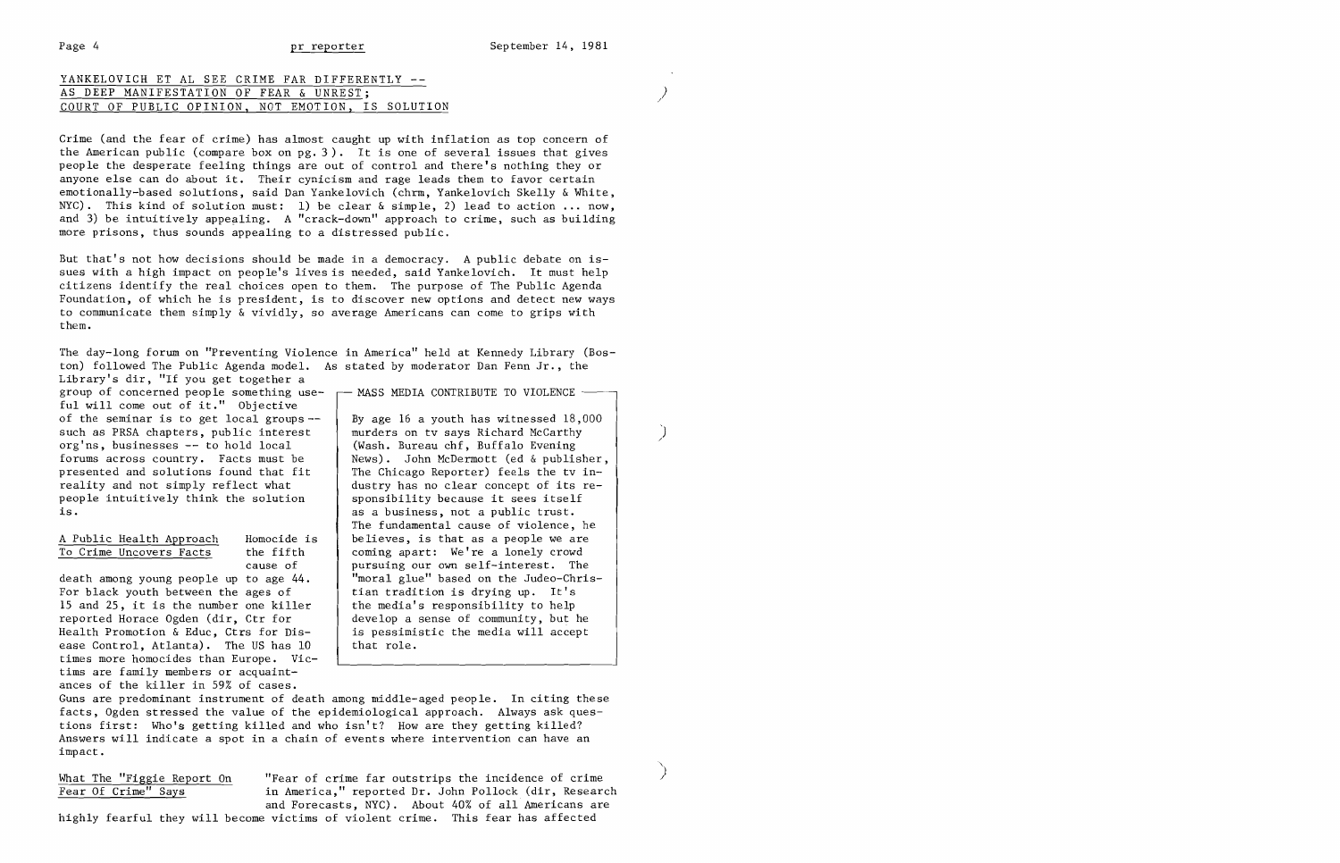## YANKELOVICH ET AL SEE CRIME FAR DIFFERENTLY -- AS DEEP MANIFESTATION OF FEAR & UNREST; COURT OF PUBLIC OPINION, NOT EMOTION, IS SOLUTION

Crime (and the fear of crime) has almost caught up with inflation as top concern of the American public (compare box on pg. 3). It is one of several issues that gives people the desperate feeling things are out of control and there's nothing they or anyone else can do about it. Their cynicism and rage leads them to favor certain emotionally-based solutions, said Dan Yankelovich (chrm, Yankelovich Skelly & White, NYC). This kind of solution must: 1) be clear & simple, 2) lead to action ... now, and 3) be intuitively appealing. A "crack-down" approach to crime, such as building more prisons, thus sounds appealing to a distressed public.

But that's not how decisions should be made in a democracy. A public debate on issues with a high impact on people's lives is needed, said Yankelovich. It must help citizens identify the real choices open to them. The purpose of The Public Agenda Foundation, of which he is president, is to discover new options and detect new ways to communicate them simply & vividly, so average Americans can come to grips with them.

The day-long forum on "Preventing Violence in America" held at Kennedy Library (Boston) followed The Public Agenda model. As stated by moderator Dan Fenn Jr., the Library's dir, "If you get together a group of concerned people something useful will come out of it." Objective of the seminar is to get local groups -- such as PRSA chapters, public interest org'ns, businesses -- to hold local forums across country. Facts must be presented and solutions found that fit reality and not simply reflect what people intuitively think the solution is.

> **MASS MEDIA CONTRIBUTE TO VIOLENCE**
>
> By age 16 a youth has witnessed 18,000 murders on tv says Richard McCarthy (Wash. Bureau chf, Buffalo Evening News). John McDermott (ed & publisher, The Chicago Reporter) feels the tv industry has no clear concept of its responsibility because it sees itself as a business, not a public trust. The fundamental cause of violence, he believes, is that as a people we are coming apart: We're a lonely crowd pursuing our own self-interest. The "moral glue" based on the Judeo-Christian tradition is drying up. It's the media's responsibility to help develop a sense of community, but he is pessimistic the media will accept that role.

### A Public Health Approach To Crime Uncovers Facts

Homocide is the fifth cause of death among young people up to age 44. For black youth between the ages of 15 and 25, it is the number one killer reported Horace Ogden (dir, Ctr for Health Promotion & Educ, Ctrs for Disease Control, Atlanta). The US has 10 times more homocides than Europe. Victims are family members or acquaintances of the killer in 59% of cases. Guns are predominant instrument of death among middle-aged people. In citing these facts, Ogden stressed the value of the epidemiological approach. Always ask questions first: Who's getting killed and who isn't? How are they getting killed? Answers will indicate a spot in a chain of events where intervention can have an impact.

### What The "Figgie Report On Fear Of Crime" Says

"Fear of crime far outstrips the incidence of crime in America," reported Dr. John Pollock (dir, Research and Forecasts, NYC). About 40% of all Americans are highly fearful they will become victims of violent crime. This fear has affected